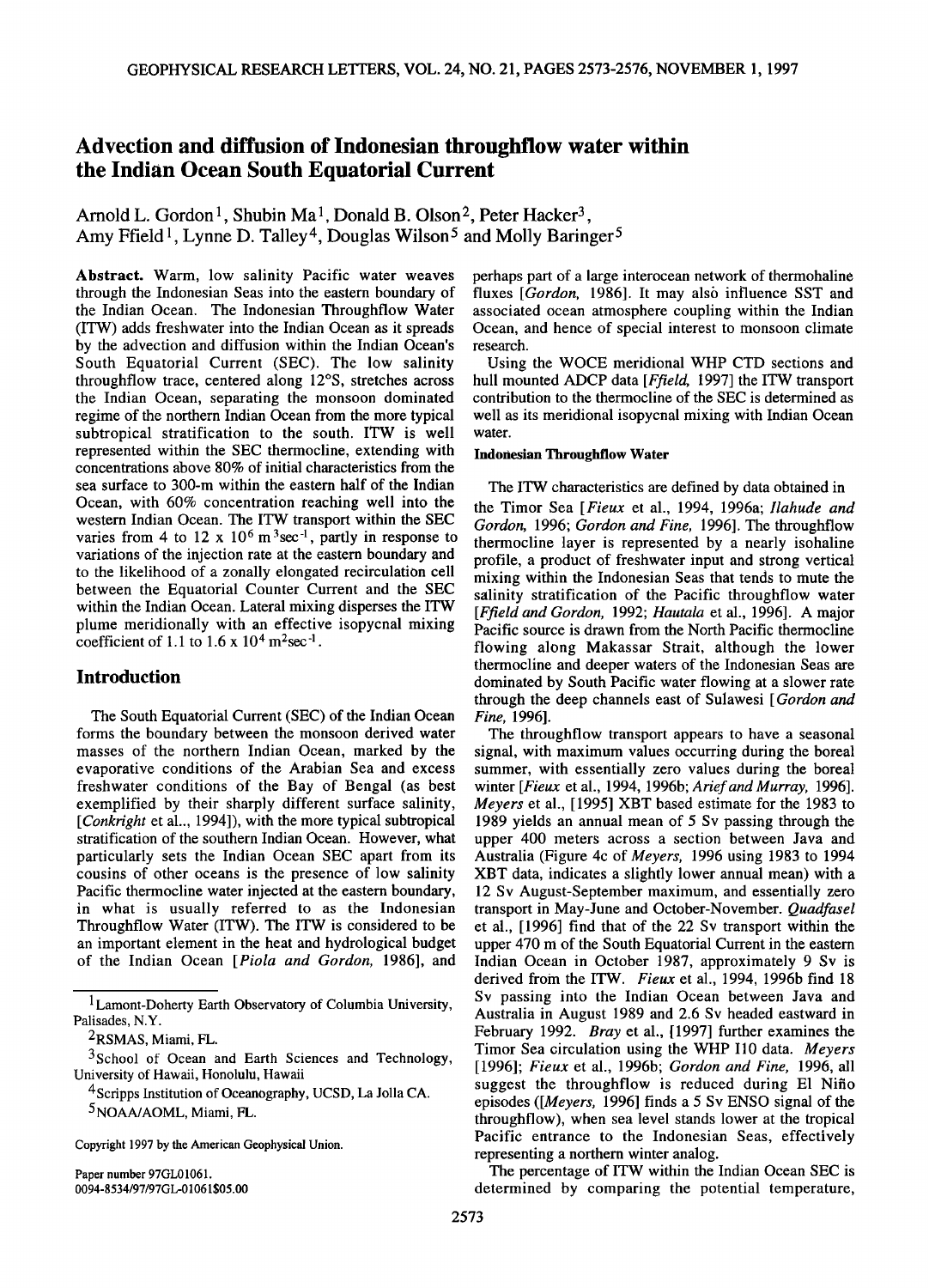# Advection and diffusion of Indonesian throughflow water within the Indian Ocean South Equatorial Current

Arnold L. Gordon[1], Shubin Ma[1], Donald B. Olson[2], Peter Hacker[3], Amy Ffield[1], Lynne D. Talley[4], Douglas Wilson[5] and Molly Baringer[5]

**Abstract.** Warm, low salinity Pacific water weaves through the Indonesian Seas into the eastern boundary of the Indian Ocean. The Indonesian Throughflow Water (ITW) adds freshwater into the Indian Ocean as it spreads by the advection and diffusion within the Indian Ocean's South Equatorial Current (SEC). The low salinity throughflow trace, centered along 12°S, stretches across the Indian Ocean, separating the monsoon dominated regime of the northern Indian Ocean from the more typical subtropical stratification to the south. ITW is well represented within the SEC thermocline, extending with concentrations above 80% of initial characteristics from the sea surface to 300-m within the eastern half of the Indian Ocean, with 60% concentration reaching well into the western Indian Ocean. The ITW transport within the SEC varies from 4 to 12 x $10^6$ $m^3 sec^{-1}$, partly in response to variations of the injection rate at the eastern boundary and to the likelihood of a zonally elongated recirculation cell between the Equatorial Counter Current and the SEC within the Indian Ocean. Lateral mixing disperses the ITW plume meridionally with an effective isopycnal mixing coefficient of 1.1 to 1.6 x $10^4$ $m^2 sec^{-1}$.

## Introduction

The South Equatorial Current (SEC) of the Indian Ocean forms the boundary between the monsoon derived water masses of the northern Indian Ocean, marked by the evaporative conditions of the Arabian Sea and excess freshwater conditions of the Bay of Bengal (as best exemplified by their sharply different surface salinity, [*Conkright* et al.., 1994]), with the more typical subtropical stratification of the southern Indian Ocean. However, what particularly sets the Indian Ocean SEC apart from its cousins of other oceans is the presence of low salinity Pacific thermocline water injected at the eastern boundary, in what is usually referred to as the Indonesian Throughflow Water (ITW). The ITW is considered to be an important element in the heat and hydrological budget of the Indian Ocean [*Piola and Gordon,* 1986], and perhaps part of a large interocean network of thermohaline fluxes [*Gordon,* 1986]. It may also influence SST and associated ocean atmosphere coupling within the Indian Ocean, and hence of special interest to monsoon climate research.

Using the WOCE meridional WHP CTD sections and hull mounted ADCP data [*Ffield,* 1997] the ITW transport contribution to the thermocline of the SEC is determined as well as its meridional isopycnal mixing with Indian Ocean water.

### Indonesian Throughflow Water

The ITW characteristics are defined by data obtained in the Timor Sea [*Fieux* et al., 1994, 1996a; *Ilahude and Gordon,* 1996; *Gordon and Fine,* 1996]. The throughflow thermocline layer is represented by a nearly isohaline profile, a product of freshwater input and strong vertical mixing within the Indonesian Seas that tends to mute the salinity stratification of the Pacific throughflow water [*Ffield and Gordon,* 1992; *Hautala* et al., 1996]. A major Pacific source is drawn from the North Pacific thermocline flowing along Makassar Strait, although the lower thermocline and deeper waters of the Indonesian Seas are dominated by South Pacific water flowing at a slower rate through the deep channels east of Sulawesi [*Gordon and Fine,* 1996].

The throughflow transport appears to have a seasonal signal, with maximum values occurring during the boreal summer, with essentially zero values during the boreal winter [*Fieux* et al., 1994, 1996b; *Arief and Murray,* 1996]. *Meyers* et al., [1995] XBT based estimate for the 1983 to 1989 yields an annual mean of 5 Sv passing through the upper 400 meters across a section between Java and Australia (Figure 4c of *Meyers,* 1996 using 1983 to 1994 XBT data, indicates a slightly lower annual mean) with a 12 Sv August-September maximum, and essentially zero transport in May-June and October-November. *Quadfasel* et al., [1996] find that of the 22 Sv transport within the upper 470 m of the South Equatorial Current in the eastern Indian Ocean in October 1987, approximately 9 Sv is derived from the ITW. *Fieux* et al., 1994, 1996b find 18 Sv passing into the Indian Ocean between Java and Australia in August 1989 and 2.6 Sv headed eastward in February 1992. *Bray* et al., [1997] further examines the Timor Sea circulation using the WHP I10 data. *Meyers* [1996]; *Fieux* et al., 1996b; *Gordon and Fine,* 1996, all suggest the throughflow is reduced during El Niño episodes ([*Meyers,* 1996] finds a 5 Sv ENSO signal of the throughflow), when sea level stands lower at the tropical Pacific entrance to the Indonesian Seas, effectively representing a northern winter analog.

The percentage of ITW within the Indian Ocean SEC is determined by comparing the potential temperature,

[1]Lamont-Doherty Earth Observatory of Columbia University, Palisades, N.Y.

[2]RSMAS, Miami, FL.

[3]School of Ocean and Earth Sciences and Technology, University of Hawaii, Honolulu, Hawaii

[4]Scripps Institution of Oceanography, UCSD, La Jolla CA.

[5]NOAA/AOML, Miami, FL.

Copyright 1997 by the American Geophysical Union.

Paper number 97GL01061.
0094-8534/97/97GL-01061$05.00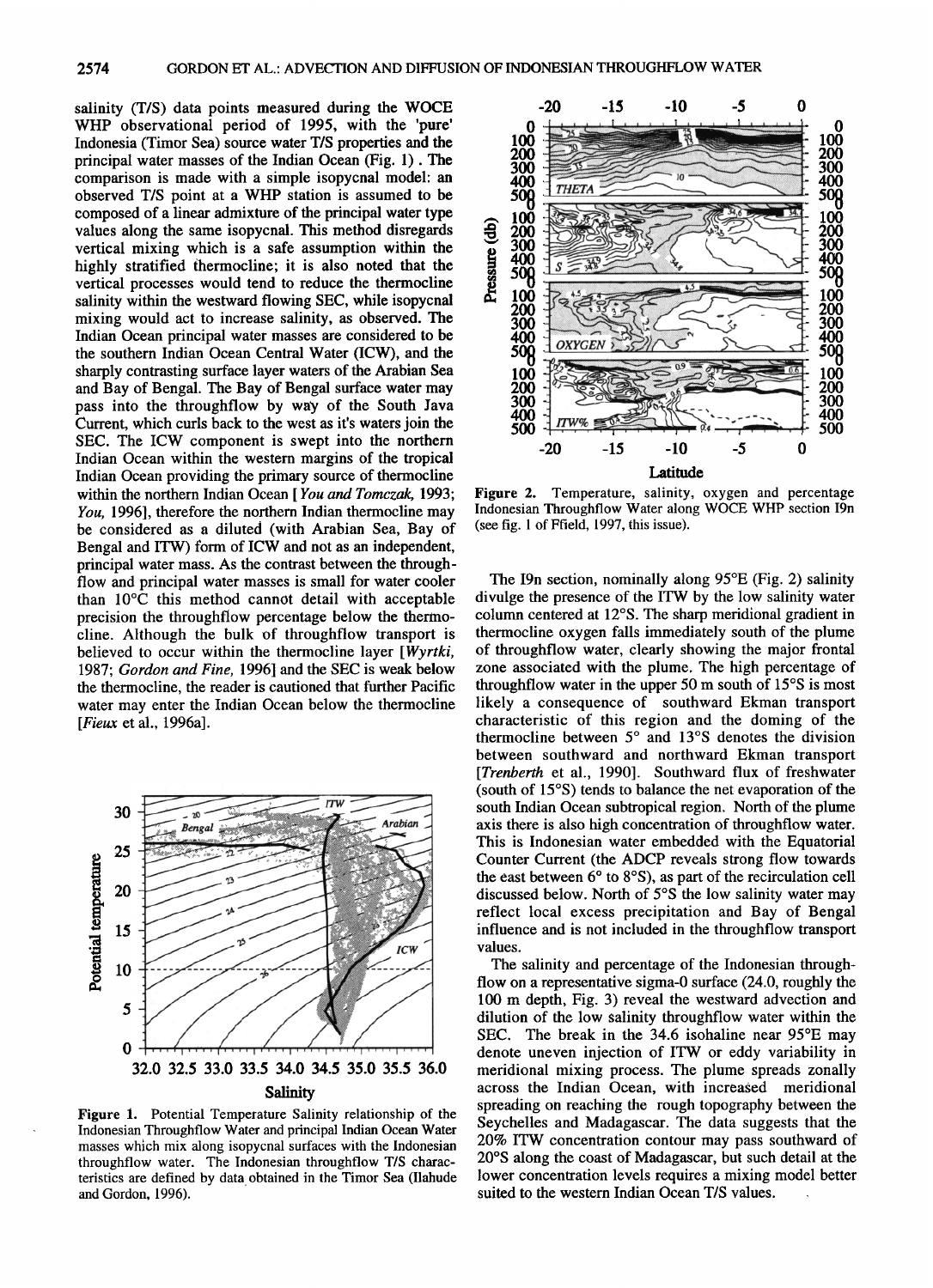salinity (T/S) data points measured during the WOCE WHP observational period of 1995, with the 'pure' Indonesia (Timor Sea) source water T/S properties and the principal water masses of the Indian Ocean (Fig. 1). The comparison is made with a simple isopycnal model: an observed T/S point at a WHP station is assumed to be composed of a linear admixture of the principal water type values along the same isopycnal. This method disregards vertical mixing which is a safe assumption within the highly stratified thermocline; it is also noted that the vertical processes would tend to reduce the thermocline salinity within the westward flowing SEC, while isopycnal mixing would act to increase salinity, as observed. The Indian Ocean principal water masses are considered to be the southern Indian Ocean Central Water (ICW), and the sharply contrasting surface layer waters of the Arabian Sea and Bay of Bengal. The Bay of Bengal surface water may pass into the throughflow by way of the South Java Current, which curls back to the west as it's waters join the SEC. The ICW component is swept into the northern Indian Ocean within the western margins of the tropical Indian Ocean providing the primary source of thermocline within the northern Indian Ocean [*You and Tomczak*, 1993; *You*, 1996], therefore the northern Indian thermocline may be considered as a diluted (with Arabian Sea, Bay of Bengal and ITW) form of ICW and not as an independent, principal water mass. As the contrast between the throughflow and principal water masses is small for water cooler than 10°C this method cannot detail with acceptable precision the throughflow percentage below the thermocline. Although the bulk of throughflow transport is believed to occur within the thermocline layer [*Wyrtki*, 1987; *Gordon and Fine*, 1996] and the SEC is weak below the thermocline, the reader is cautioned that further Pacific water may enter the Indian Ocean below the thermocline [*Fieux* et al., 1996a].

Figure 1. Potential Temperature Salinity relationship of the Indonesian Throughflow Water and principal Indian Ocean Water masses which mix along isopycnal surfaces with the Indonesian throughflow water. The Indonesian throughflow T/S characteristics are defined by data obtained in the Timor Sea (Ilahude and Gordon, 1996).

Figure 2. Temperature, salinity, oxygen and percentage Indonesian Throughflow Water along WOCE WHP section I9n (see fig. 1 of Ffield, 1997, this issue).

The I9n section, nominally along 95°E (Fig. 2) salinity divulge the presence of the ITW by the low salinity water column centered at 12°S. The sharp meridional gradient in thermocline oxygen falls immediately south of the plume of throughflow water, clearly showing the major frontal zone associated with the plume. The high percentage of throughflow water in the upper 50 m south of 15°S is most likely a consequence of southward Ekman transport characteristic of this region and the doming of the thermocline between 5° and 13°S denotes the division between southward and northward Ekman transport [*Trenberth* et al., 1990]. Southward flux of freshwater (south of 15°S) tends to balance the net evaporation of the south Indian Ocean subtropical region. North of the plume axis there is also high concentration of throughflow water. This is Indonesian water embedded with the Equatorial Counter Current (the ADCP reveals strong flow towards the east between 6° to 8°S), as part of the recirculation cell discussed below. North of 5°S the low salinity water may reflect local excess precipitation and Bay of Bengal influence and is not included in the throughflow transport values.

The salinity and percentage of the Indonesian throughflow on a representative sigma-0 surface (24.0, roughly the 100 m depth, Fig. 3) reveal the westward advection and dilution of the low salinity throughflow water within the SEC. The break in the 34.6 isohaline near 95°E may denote uneven injection of ITW or eddy variability in meridional mixing process. The plume spreads zonally across the Indian Ocean, with increased meridional spreading on reaching the rough topography between the Seychelles and Madagascar. The data suggests that the 20% ITW concentration contour may pass southward of 20°S along the coast of Madagascar, but such detail at the lower concentration levels requires a mixing model better suited to the western Indian Ocean T/S values.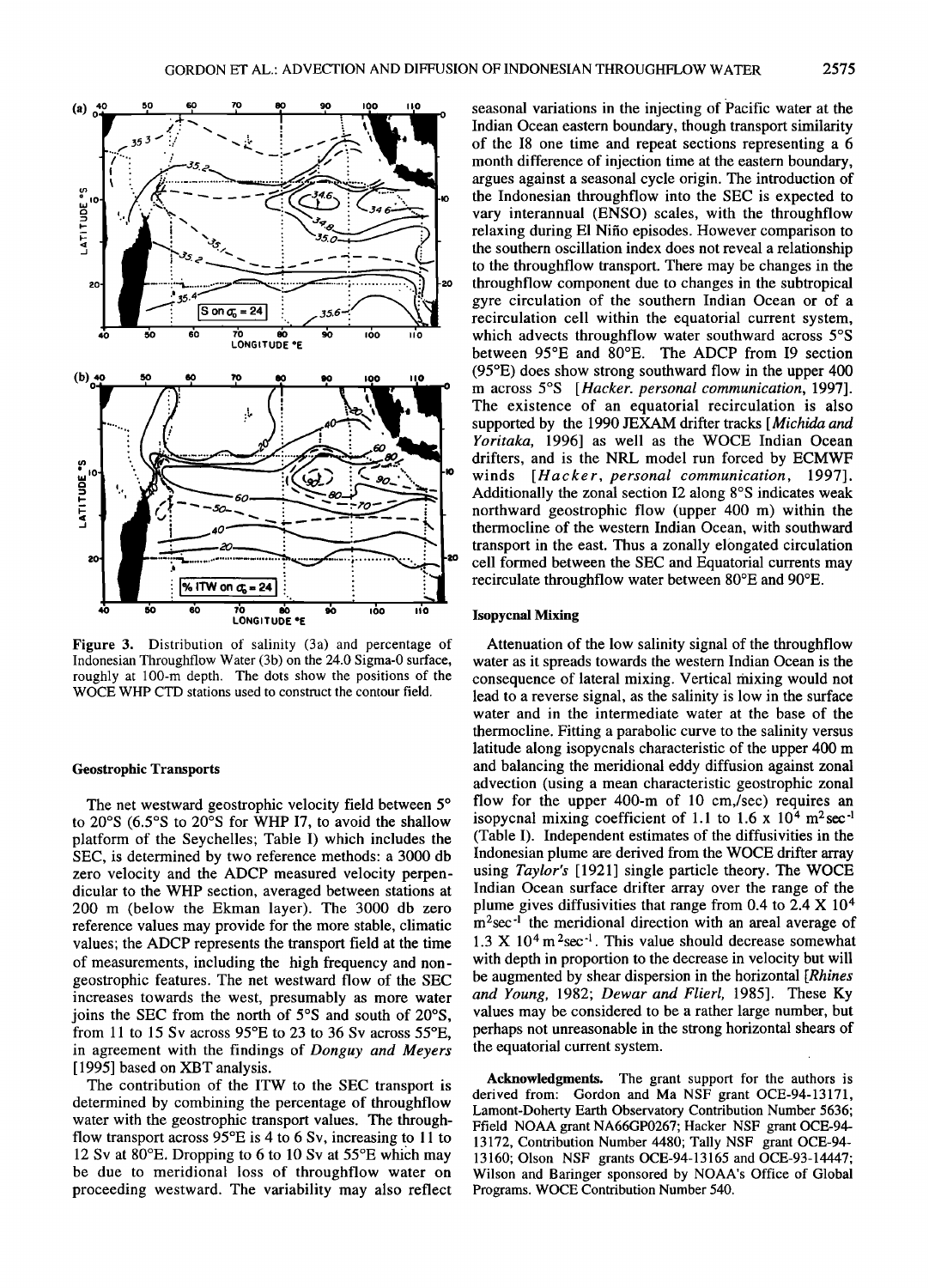Figure 3. Distribution of salinity (3a) and percentage of Indonesian Throughflow Water (3b) on the 24.0 Sigma-0 surface, roughly at 100-m depth. The dots show the positions of the WOCE WHP CTD stations used to construct the contour field.

### Geostrophic Transports

The net westward geostrophic velocity field between 5° to 20°S (6.5°S to 20°S for WHP I7, to avoid the shallow platform of the Seychelles; Table I) which includes the SEC, is determined by two reference methods: a 3000 db zero velocity and the ADCP measured velocity perpendicular to the WHP section, averaged between stations at 200 m (below the Ekman layer). The 3000 db zero reference values may provide for the more stable, climatic values; the ADCP represents the transport field at the time of measurements, including the high frequency and non-geostrophic features. The net westward flow of the SEC increases towards the west, presumably as more water joins the SEC from the north of 5°S and south of 20°S, from 11 to 15 Sv across 95°E to 23 to 36 Sv across 55°E, in agreement with the findings of *Donguy and Meyers* [1995] based on XBT analysis.

The contribution of the ITW to the SEC transport is determined by combining the percentage of throughflow water with the geostrophic transport values. The throughflow transport across 95°E is 4 to 6 Sv, increasing to 11 to 12 Sv at 80°E. Dropping to 6 to 10 Sv at 55°E which may be due to meridional loss of throughflow water on proceeding westward. The variability may also reflect seasonal variations in the injecting of Pacific water at the Indian Ocean eastern boundary, though transport similarity of the I8 one time and repeat sections representing a 6 month difference of injection time at the eastern boundary, argues against a seasonal cycle origin. The introduction of the Indonesian throughflow into the SEC is expected to vary interannual (ENSO) scales, with the throughflow relaxing during El Niño episodes. However comparison to the southern oscillation index does not reveal a relationship to the throughflow transport. There may be changes in the throughflow component due to changes in the subtropical gyre circulation of the southern Indian Ocean or of a recirculation cell within the equatorial current system, which advects throughflow water southward across 5°S between 95°E and 80°E. The ADCP from I9 section (95°E) does show strong southward flow in the upper 400 m across 5°S [*Hacker, personal communication*, 1997]. The existence of an equatorial recirculation is also supported by the 1990 JEXAM drifter tracks [*Michida and Yoritaka*, 1996] as well as the WOCE Indian Ocean drifters, and is the NRL model run forced by ECMWF winds [*Hacker, personal communication*, 1997]. Additionally the zonal section I2 along 8°S indicates weak northward geostrophic flow (upper 400 m) within the thermocline of the western Indian Ocean, with southward transport in the east. Thus a zonally elongated circulation cell formed between the SEC and Equatorial currents may recirculate throughflow water between 80°E and 90°E.

### Isopycnal Mixing

Attenuation of the low salinity signal of the throughflow water as it spreads towards the western Indian Ocean is the consequence of lateral mixing. Vertical mixing would not lead to a reverse signal, as the salinity is low in the surface water and in the intermediate water at the base of the thermocline. Fitting a parabolic curve to the salinity versus latitude along isopycnals characteristic of the upper 400 m and balancing the meridional eddy diffusion against zonal advection (using a mean characteristic geostrophic zonal flow for the upper 400-m of 10 cm/sec) requires an isopycnal mixing coefficient of 1.1 to 1.6 x $10^4$ $m^2 sec^{-1}$ (Table I). Independent estimates of the diffusivities in the Indonesian plume are derived from the WOCE drifter array using *Taylor's* [1921] single particle theory. The WOCE Indian Ocean surface drifter array over the range of the plume gives diffusivities that range from 0.4 to 2.4 X $10^4$ $m^2 sec^{-1}$ the meridional direction with an areal average of 1.3 X $10^4$ $m^2 sec^{-1}$. This value should decrease somewhat with depth in proportion to the decrease in velocity but will be augmented by shear dispersion in the horizontal [*Rhines and Young*, 1982; *Dewar and Flierl*, 1985]. These Ky values may be considered to be a rather large number, but perhaps not unreasonable in the strong horizontal shears of the equatorial current system.

**Acknowledgments.** The grant support for the authors is derived from: Gordon and Ma NSF grant OCE-94-13171, Lamont-Doherty Earth Observatory Contribution Number 5636; Ffield NOAA grant NA66GP0267; Hacker NSF grant OCE-94-13172, Contribution Number 4480; Tally NSF grant OCE-94-13160; Olson NSF grants OCE-94-13165 and OCE-93-14447; Wilson and Baringer sponsored by NOAA's Office of Global Programs. WOCE Contribution Number 540.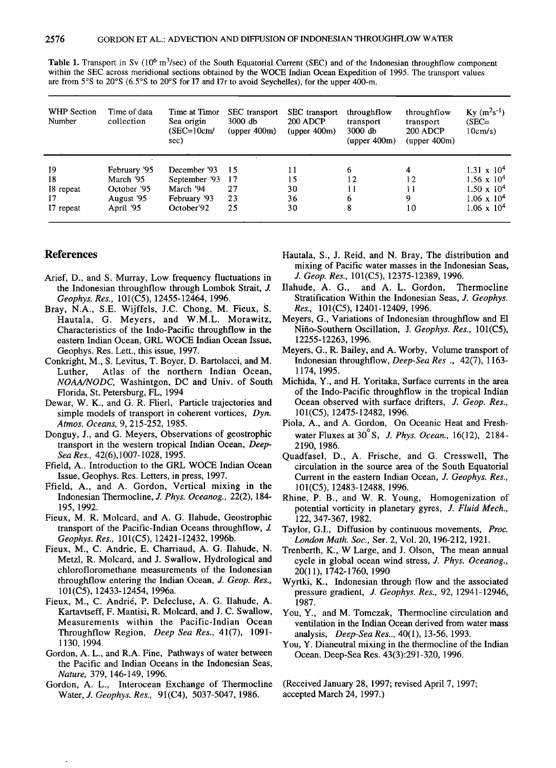Table 1. Transport in Sv ($10^6$ m$^3$/sec) of the South Equatorial Current (SEC) and of the Indonesian throughflow component within the SEC across meridional sections obtained by the WOCE Indian Ocean Expedition of 1995. The transport values are from 5°S to 20°S (6.5°S to 20°S for I7 and I7r to avoid Seychelles), for the upper 400-m.

| WHP Section Number | Time of data collection | Time at Timor Sea origin (SEC=10cm/sec) | SEC transport 3000 db (upper 400m) | SEC transport 200 ADCP (upper 400m) | throughflow transport 3000 db (upper 400m) | throughflow transport 200 ADCP (upper 400m) | Ky ($m^2s^{-1}$) (SEC= 10cm/s) |
|---|---|---|---|---|---|---|---|
| I9 | February '95 | December '93 | 15 | 11 | 6 | 4 | $1.31 \times 10^4$ |
| I8 | March '95 | September '93 | 17 | 15 | 12 | 12 | $1.56 \times 10^4$ |
| I8 repeat | October '95 | March '94 | 27 | 30 | 11 | 11 | $1.50 \times 10^4$ |
| I7 | August '95 | February '93 | 23 | 36 | 6 | 9 | $1.06 \times 10^4$ |
| I7 repeat | April '95 | October'92 | 25 | 30 | 8 | 10 | $1.06 \times 10^4$ |

## References

Arief, D., and S. Murray, Low frequency fluctuations in the Indonesian throughflow through Lombok Strait, *J. Geophys. Res.*, 101(C5), 12455-12464, 1996.

Bray, N.A., S.E. Wijffels, J.C. Chong, M. Fieux, S. Hautala, G. Meyers, and W.M.L. Morawitz, Characteristics of the Indo-Pacific throughflow in the eastern Indian Ocean, GRL WOCE Indian Ocean Issue, Geophys. Res. Lett., this issue, 1997.

Conkright, M., S. Levitus, T. Boyer, D. Bartolacci, and M. Luther, Atlas of the northern Indian Ocean, *NOAA/NODC*, Washintgon, DC and Univ. of South Florida, St. Petersburg, FL, 1994

Dewar, W. K., and G. R. Flierl, Particle trajectories and simple models of transport in coherent vortices, *Dyn. Atmos. Oceans*, 9, 215-252, 1985.

Donguy, J., and G. Meyers, Observations of geostrophic transport in the western tropical Indian Ocean, *Deep-Sea Res.*, 42(6),1007-1028, 1995.

Ffield, A.. Introduction to the GRL WOCE Indian Ocean Issue, Geophys. Res. Letters, in press, 1997.

Ffield, A., and A. Gordon, Vertical mixing in the Indonesian Thermocline, *J. Phys. Oceanog.*, 22(2), 184-195, 1992.

Fieux, M. R. Molcard, and A. G. Ilahude, Geostrophic transport of the Pacific-Indian Oceans throughflow, *J. Geophys. Res.*, 101(C5), 12421-12432, 1996b.

Fieux, M., C. Andrie, E. Charriaud, A. G. Ilahude, N. Metzl, R. Molcard, and J. Swallow, Hydrological and chlorofloromethane measurements of the Indonesian throughflow entering the Indian Ocean, *J. Geop. Res.*, 101(C5), 12433-12454, 1996a.

Fieux, M., C. Andrié, P. Delecluse, A. G. Ilahude, A. Kartavtseff, F. Mantisi, R. Molcard, and J. C. Swallow, Measurements within the Pacific-Indian Ocean Throughflow Region, *Deep Sea Res.*, 41(7), 1091-1130, 1994.

Gordon, A. L., and R.A. Fine, Pathways of water between the Pacific and Indian Oceans in the Indonesian Seas, *Nature*, 379, 146-149, 1996.

Gordon, A. L., Interocean Exchange of Thermocline Water, *J. Geophys. Res.*, 91(C4), 5037-5047, 1986.

Hautala, S., J. Reid, and N. Bray, The distribution and mixing of Pacific water masses in the Indonesian Seas, *J. Geop. Res.*, 101(C5), 12375-12389, 1996.

Ilahude, A. G., and A. L. Gordon, Thermocline Stratification Within the Indonesian Seas, *J. Geophys. Res.*, 101(C5), 12401-12409, 1996.

Meyers, G., Variations of Indonesian throughflow and El Niño-Southern Oscillation, J. *Geophys. Res.*, 101(C5), 12255-12263, 1996.

Meyers, G., R. Bailey, and A. Worby, Volume transport of Indonesian throughflow, *Deep-Sea Res .*, 42(7), 1163-1174, 1995.

Michida, Y., and H. Yoritaka, Surface currents in the area of the Indo-Pacific throughflow in the tropical Indian Ocean observed with surface drifters, *J. Geop. Res.*, 101(C5), 12475-12482, 1996.

Piola, A., and A. Gordon, On Oceanic Heat and Freshwater Fluxes at 30°S, *J. Phys. Ocean.*, 16(12), 2184-2190, 1986.

Quadfasel, D., A. Frische, and G. Cresswell, The circulation in the source area of the South Equatorial Current in the eastern Indian Ocean, *J. Geophys. Res.*, 101(C5), 12483-12488, 1996.

Rhine, P. B., and W. R. Young, Homogenization of potential vorticity in planetary gyres, *J. Fluid Mech.*, 122, 347-367, 1982.

Taylor, G.I., Diffusion by continuous movements, *Proc. London Math. Soc.*, Ser. 2, Vol. 20, 196-212, 1921.

Trenberth, K., W Large, and J. Olson, The mean annual cycle in global ocean wind stress, *J. Phys. Oceanog.*, 20(11), 1742-1760, 1990

Wyrtki, K., Indonesian through flow and the associated pressure gradient, *J. Geophys. Res.*, 92, 12941-12946, 1987.

You, Y., and M. Tomczak, Thermocline circulation and ventilation in the Indian Ocean derived from water mass analysis, *Deep-Sea Res..*, 40(1), 13-56, 1993.

You, Y. Dianeutral mixing in the thermocline of the Indian Ocean. Deep-Sea Res. 43(3):291-320, 1996.

(Received January 28, 1997; revised April 7, 1997; accepted March 24, 1997.)